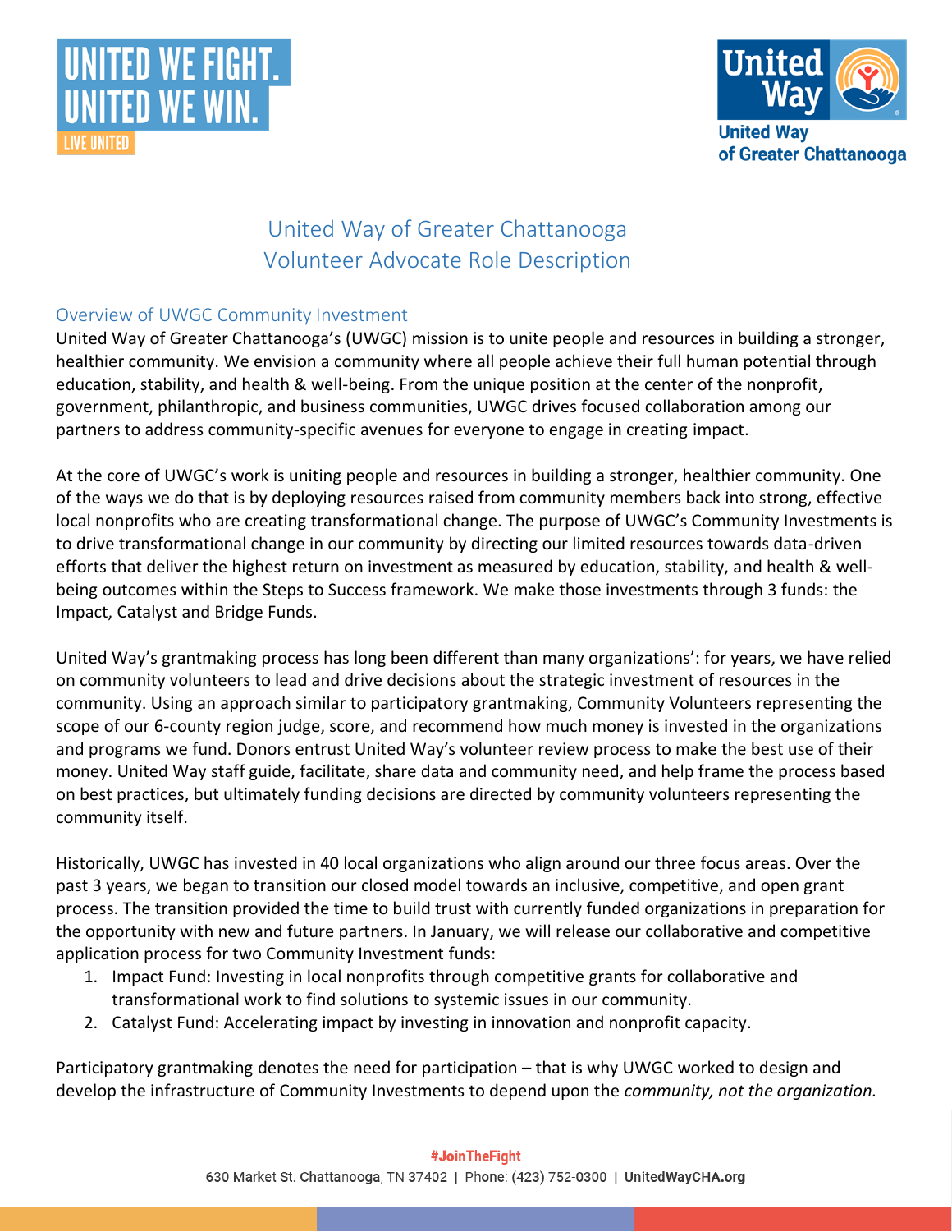UNITED WE FIGHT.
UNITED WE WIN.
LIVE UNITED

United Way
United Way of Greater Chattanooga

# United Way of Greater Chattanooga
# Volunteer Advocate Role Description

## Overview of UWGC Community Investment

United Way of Greater Chattanooga's (UWGC) mission is to unite people and resources in building a stronger, healthier community. We envision a community where all people achieve their full human potential through education, stability, and health & well-being. From the unique position at the center of the nonprofit, government, philanthropic, and business communities, UWGC drives focused collaboration among our partners to address community-specific avenues for everyone to engage in creating impact.

At the core of UWGC's work is uniting people and resources in building a stronger, healthier community. One of the ways we do that is by deploying resources raised from community members back into strong, effective local nonprofits who are creating transformational change. The purpose of UWGC's Community Investments is to drive transformational change in our community by directing our limited resources towards data-driven efforts that deliver the highest return on investment as measured by education, stability, and health & well-being outcomes within the Steps to Success framework. We make those investments through 3 funds: the Impact, Catalyst and Bridge Funds.

United Way's grantmaking process has long been different than many organizations': for years, we have relied on community volunteers to lead and drive decisions about the strategic investment of resources in the community. Using an approach similar to participatory grantmaking, Community Volunteers representing the scope of our 6-county region judge, score, and recommend how much money is invested in the organizations and programs we fund. Donors entrust United Way's volunteer review process to make the best use of their money. United Way staff guide, facilitate, share data and community need, and help frame the process based on best practices, but ultimately funding decisions are directed by community volunteers representing the community itself.

Historically, UWGC has invested in 40 local organizations who align around our three focus areas. Over the past 3 years, we began to transition our closed model towards an inclusive, competitive, and open grant process. The transition provided the time to build trust with currently funded organizations in preparation for the opportunity with new and future partners. In January, we will release our collaborative and competitive application process for two Community Investment funds:

1. Impact Fund: Investing in local nonprofits through competitive grants for collaborative and transformational work to find solutions to systemic issues in our community.
2. Catalyst Fund: Accelerating impact by investing in innovation and nonprofit capacity.

Participatory grantmaking denotes the need for participation – that is why UWGC worked to design and develop the infrastructure of Community Investments to depend upon the *community, not the organization.*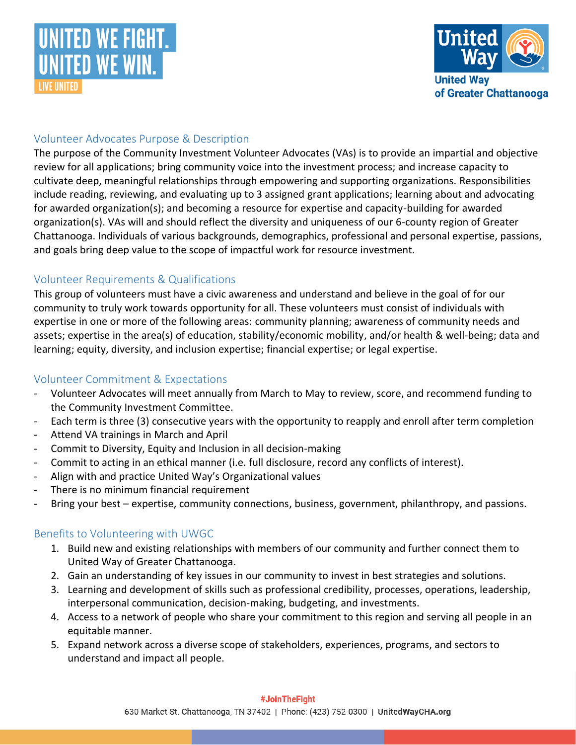UNITED WE FIGHT.
UNITED WE WIN.
LIVE UNITED

United Way of Greater Chattanooga

## Volunteer Advocates Purpose & Description

The purpose of the Community Investment Volunteer Advocates (VAs) is to provide an impartial and objective review for all applications; bring community voice into the investment process; and increase capacity to cultivate deep, meaningful relationships through empowering and supporting organizations. Responsibilities include reading, reviewing, and evaluating up to 3 assigned grant applications; learning about and advocating for awarded organization(s); and becoming a resource for expertise and capacity-building for awarded organization(s). VAs will and should reflect the diversity and uniqueness of our 6-county region of Greater Chattanooga. Individuals of various backgrounds, demographics, professional and personal expertise, passions, and goals bring deep value to the scope of impactful work for resource investment.

## Volunteer Requirements & Qualifications

This group of volunteers must have a civic awareness and understand and believe in the goal of for our community to truly work towards opportunity for all. These volunteers must consist of individuals with expertise in one or more of the following areas: community planning; awareness of community needs and assets; expertise in the area(s) of education, stability/economic mobility, and/or health & well-being; data and learning; equity, diversity, and inclusion expertise; financial expertise; or legal expertise.

## Volunteer Commitment & Expectations

- Volunteer Advocates will meet annually from March to May to review, score, and recommend funding to the Community Investment Committee.
- Each term is three (3) consecutive years with the opportunity to reapply and enroll after term completion
- Attend VA trainings in March and April
- Commit to Diversity, Equity and Inclusion in all decision-making
- Commit to acting in an ethical manner (i.e. full disclosure, record any conflicts of interest).
- Align with and practice United Way's Organizational values
- There is no minimum financial requirement
- Bring your best – expertise, community connections, business, government, philanthropy, and passions.

## Benefits to Volunteering with UWGC

1. Build new and existing relationships with members of our community and further connect them to United Way of Greater Chattanooga.
2. Gain an understanding of key issues in our community to invest in best strategies and solutions.
3. Learning and development of skills such as professional credibility, processes, operations, leadership, interpersonal communication, decision-making, budgeting, and investments.
4. Access to a network of people who share your commitment to this region and serving all people in an equitable manner.
5. Expand network across a diverse scope of stakeholders, experiences, programs, and sectors to understand and impact all people.

#JoinTheFight

630 Market St. Chattanooga, TN 37402 | Phone: (423) 752-0300 | UnitedWayCHA.org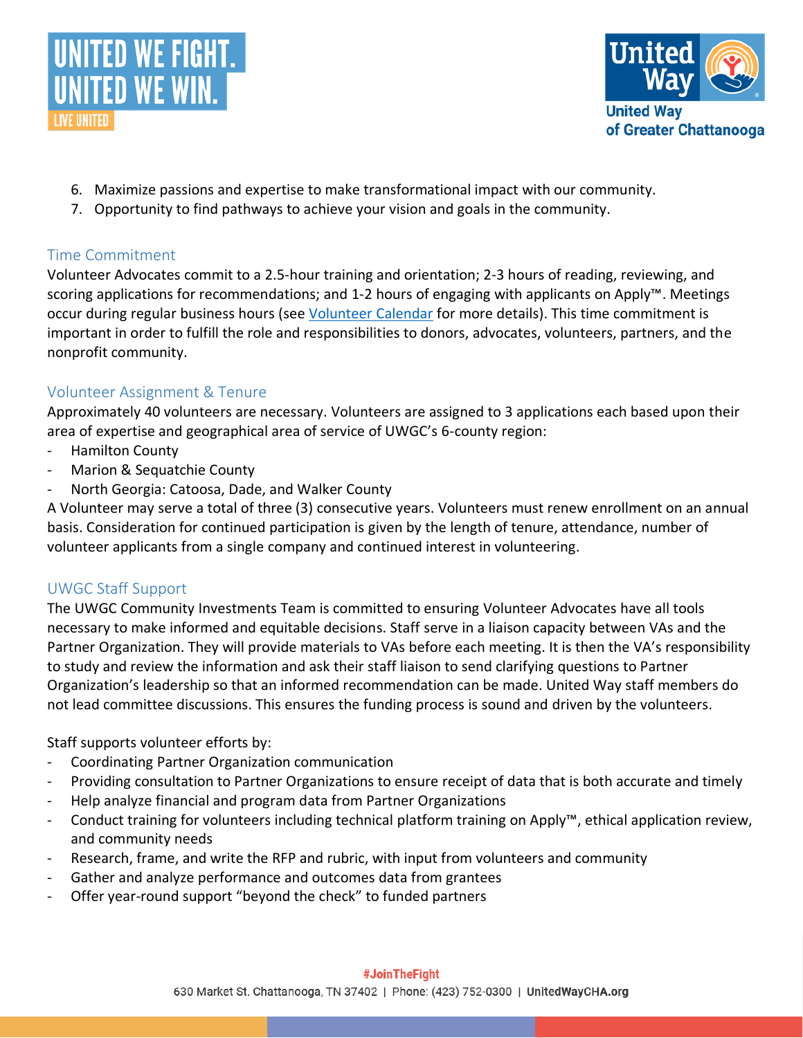6. Maximize passions and expertise to make transformational impact with our community.
7. Opportunity to find pathways to achieve your vision and goals in the community.

## Time Commitment

Volunteer Advocates commit to a 2.5-hour training and orientation; 2-3 hours of reading, reviewing, and scoring applications for recommendations; and 1-2 hours of engaging with applicants on Apply™. Meetings occur during regular business hours (see [Volunteer Calendar] for more details). This time commitment is important in order to fulfill the role and responsibilities to donors, advocates, volunteers, partners, and the nonprofit community.

## Volunteer Assignment & Tenure

Approximately 40 volunteers are necessary. Volunteers are assigned to 3 applications each based upon their area of expertise and geographical area of service of UWGC's 6-county region:

- Hamilton County
- Marion & Sequatchie County
- North Georgia: Catoosa, Dade, and Walker County

A Volunteer may serve a total of three (3) consecutive years. Volunteers must renew enrollment on an annual basis. Consideration for continued participation is given by the length of tenure, attendance, number of volunteer applicants from a single company and continued interest in volunteering.

## UWGC Staff Support

The UWGC Community Investments Team is committed to ensuring Volunteer Advocates have all tools necessary to make informed and equitable decisions. Staff serve in a liaison capacity between VAs and the Partner Organization. They will provide materials to VAs before each meeting. It is then the VA's responsibility to study and review the information and ask their staff liaison to send clarifying questions to Partner Organization's leadership so that an informed recommendation can be made. United Way staff members do not lead committee discussions. This ensures the funding process is sound and driven by the volunteers.

Staff supports volunteer efforts by:

- Coordinating Partner Organization communication
- Providing consultation to Partner Organizations to ensure receipt of data that is both accurate and timely
- Help analyze financial and program data from Partner Organizations
- Conduct training for volunteers including technical platform training on Apply™, ethical application review, and community needs
- Research, frame, and write the RFP and rubric, with input from volunteers and community
- Gather and analyze performance and outcomes data from grantees
- Offer year-round support "beyond the check" to funded partners